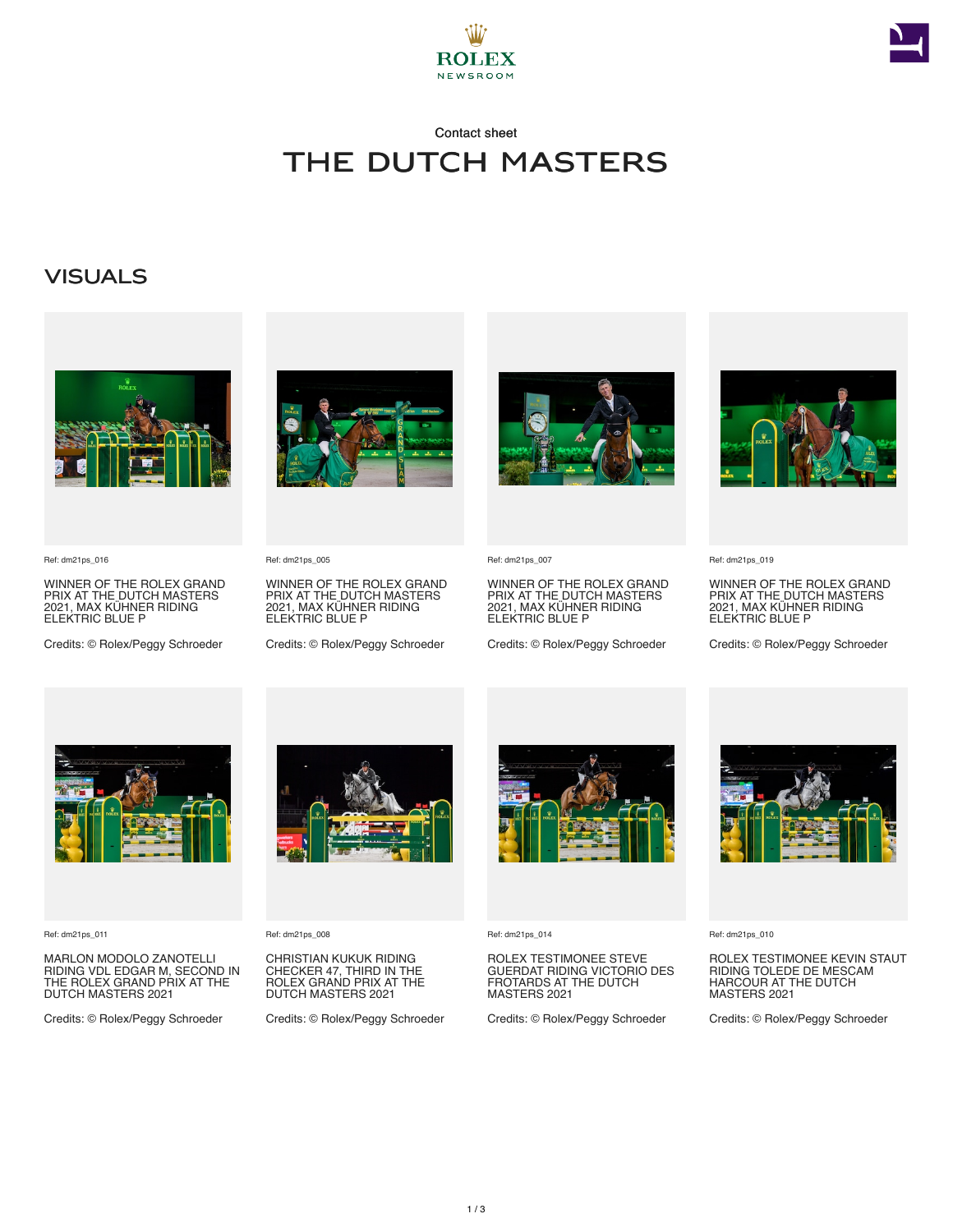ROLEX NEWSROOM

Contact sheet

# THE DUTCH MASTERS

## VISUALS

Ref: dm21ps_016

WINNER OF THE ROLEX GRAND PRIX AT THE DUTCH MASTERS 2021, MAX KÜHNER RIDING ELEKTRIC BLUE P

Credits: © Rolex/Peggy Schroeder

Ref: dm21ps_005

WINNER OF THE ROLEX GRAND PRIX AT THE DUTCH MASTERS 2021, MAX KÜHNER RIDING ELEKTRIC BLUE P

Credits: © Rolex/Peggy Schroeder

Ref: dm21ps_007

WINNER OF THE ROLEX GRAND PRIX AT THE DUTCH MASTERS 2021, MAX KÜHNER RIDING ELEKTRIC BLUE P

Credits: © Rolex/Peggy Schroeder

Ref: dm21ps_019

WINNER OF THE ROLEX GRAND PRIX AT THE DUTCH MASTERS 2021, MAX KÜHNER RIDING ELEKTRIC BLUE P

Credits: © Rolex/Peggy Schroeder

Ref: dm21ps_011

MARLON MODOLO ZANOTELLI RIDING VDL EDGAR M, SECOND IN THE ROLEX GRAND PRIX AT THE DUTCH MASTERS 2021

Credits: © Rolex/Peggy Schroeder

Ref: dm21ps_008

CHRISTIAN KUKUK RIDING CHECKER 47, THIRD IN THE ROLEX GRAND PRIX AT THE DUTCH MASTERS 2021

Credits: © Rolex/Peggy Schroeder

Ref: dm21ps_014

ROLEX TESTIMONEE STEVE GUERDAT RIDING VICTORIO DES FROTARDS AT THE DUTCH MASTERS 2021

Credits: © Rolex/Peggy Schroeder

Ref: dm21ps_010

ROLEX TESTIMONEE KEVIN STAUT RIDING TOLEDE DE MESCAM HARCOUR AT THE DUTCH MASTERS 2021

Credits: © Rolex/Peggy Schroeder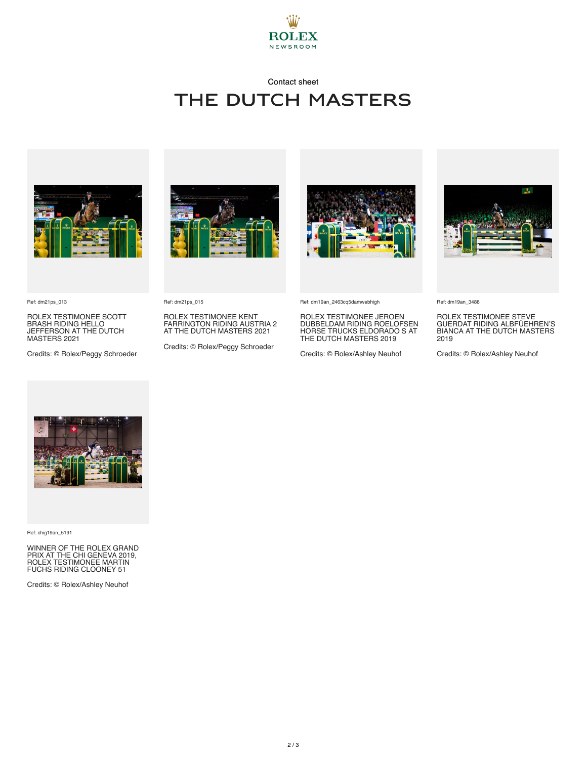ROLEX NEWSROOM

Contact sheet

# THE DUTCH MASTERS

Ref: dm21ps_013

ROLEX TESTIMONEE SCOTT BRASH RIDING HELLO JEFFERSON AT THE DUTCH MASTERS 2021

Credits: © Rolex/Peggy Schroeder

Ref: dm21ps_015

ROLEX TESTIMONEE KENT FARRINGTON RIDING AUSTRIA 2 AT THE DUTCH MASTERS 2021

Credits: © Rolex/Peggy Schroeder

Ref: dm19an_2463cq5damwebhigh

ROLEX TESTIMONEE JEROEN DUBBELDAM RIDING ROELOFSEN HORSE TRUCKS ELDORADO S AT THE DUTCH MASTERS 2019

Credits: © Rolex/Ashley Neuhof

Ref: dm19an_3488

ROLEX TESTIMONEE STEVE GUERDAT RIDING ALBFÜEHREN'S BIANCA AT THE DUTCH MASTERS 2019

Credits: © Rolex/Ashley Neuhof

Ref: chig19an_5191

WINNER OF THE ROLEX GRAND PRIX AT THE CHI GENEVA 2019, ROLEX TESTIMONEE MARTIN FUCHS RIDING CLOONEY 51

Credits: © Rolex/Ashley Neuhof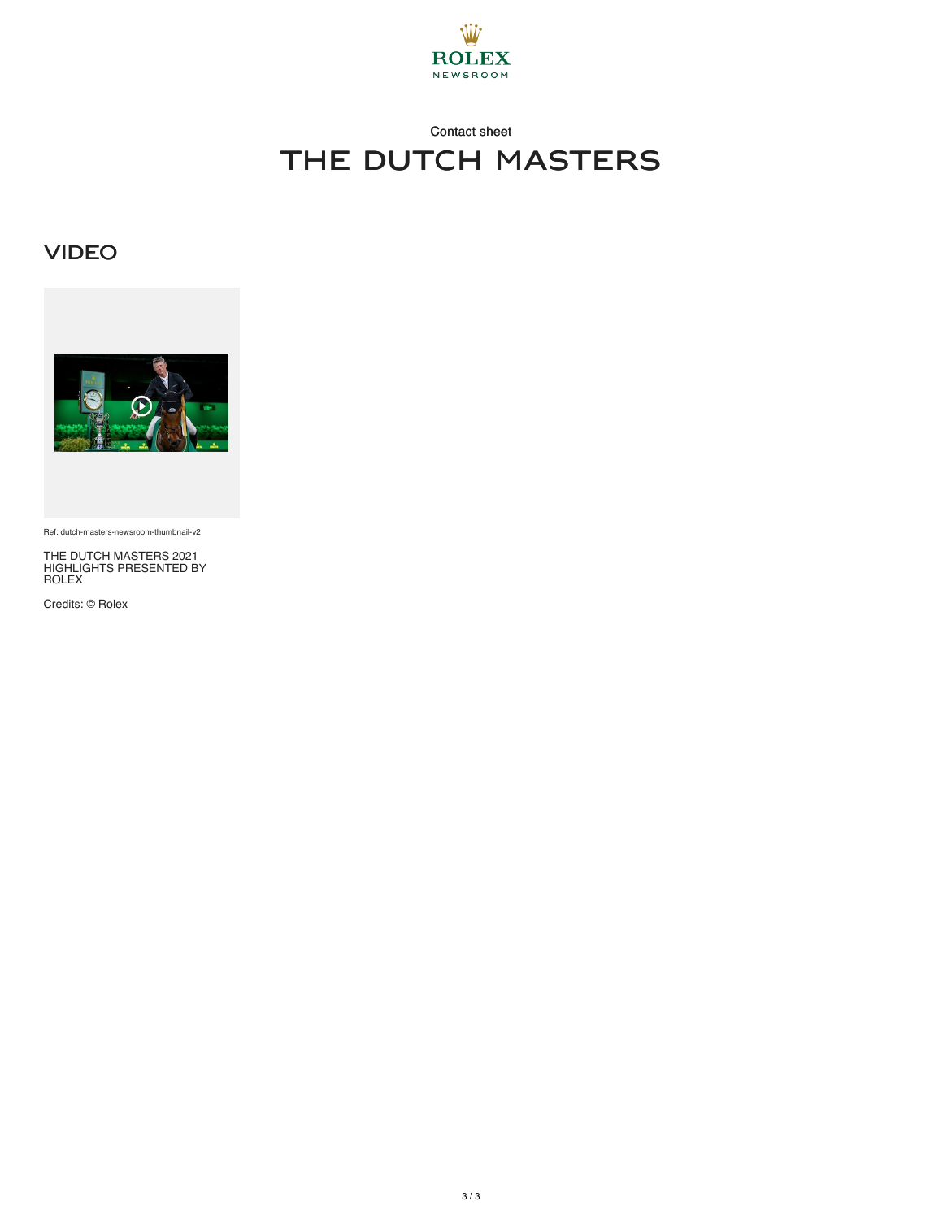Contact sheet

# THE DUTCH MASTERS

## VIDEO

Ref: dutch-masters-newsroom-thumbnail-v2

THE DUTCH MASTERS 2021 HIGHLIGHTS PRESENTED BY ROLEX

Credits: © Rolex